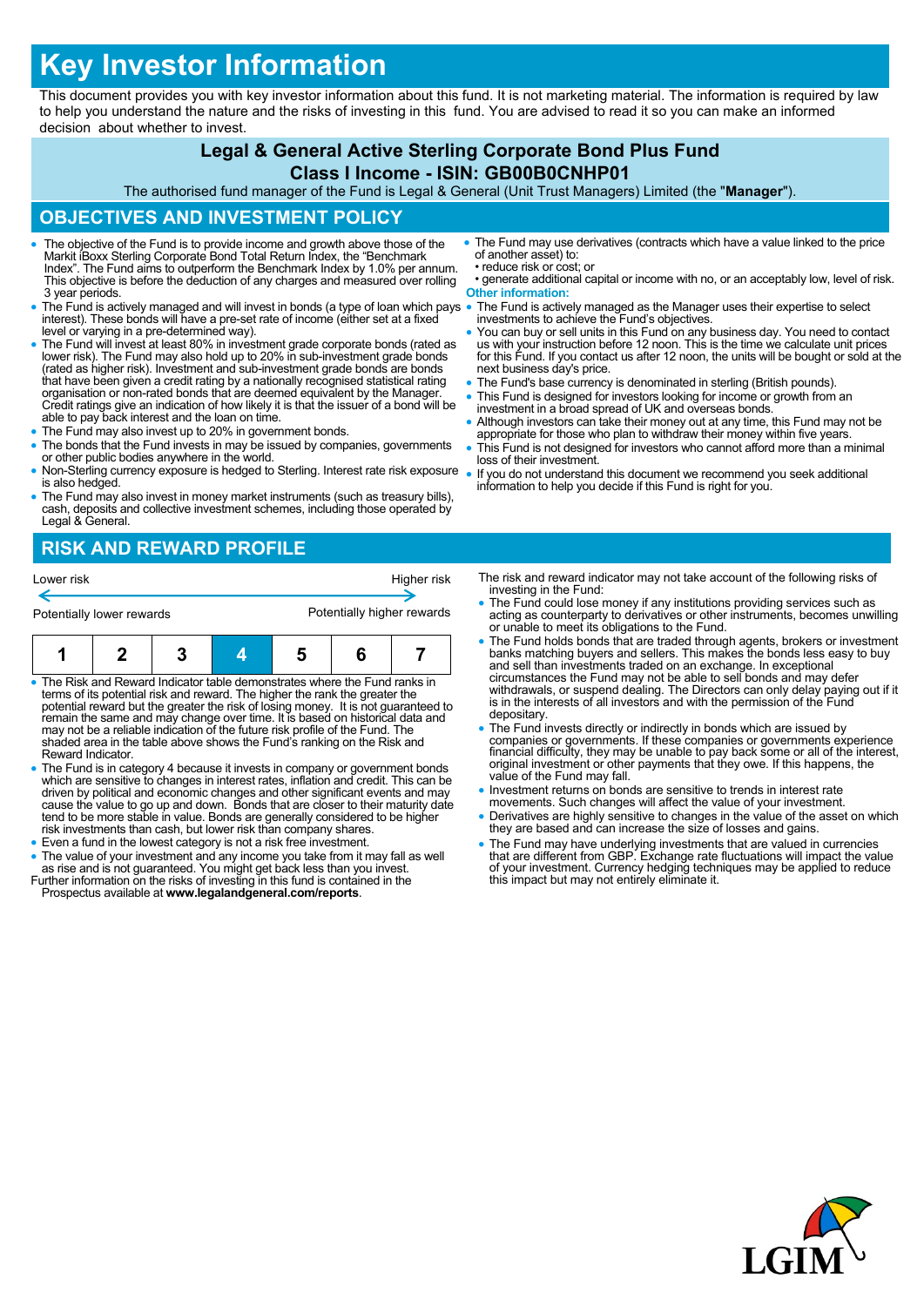# Key Investor Information

This document provides you with key investor information about this fund. It is not marketing material. The information is required by law to help you understand the nature and the risks of investing in this fund. You are advised to read it so you can make an informed decision about whether to invest.

**Legal & General Active Sterling Corporate Bond Plus Fund**

**Class I Income - ISIN: GB00B0CNHP01**

The authorised fund manager of the Fund is Legal & General (Unit Trust Managers) Limited (the "**Manager**").

## OBJECTIVES AND INVESTMENT POLICY

- The objective of the Fund is to provide income and growth above those of the Markit iBoxx Sterling Corporate Bond Total Return Index, the "Benchmark Index". The Fund aims to outperform the Benchmark Index by 1.0% per annum. This objective is before the deduction of any charges and measured over rolling 3 year periods.
- The Fund is actively managed and will invest in bonds (a type of loan which pays interest). These bonds will have a pre-set rate of income (either set at a fixed level or varying in a pre-determined way).
- The Fund will invest at least 80% in investment grade corporate bonds (rated as lower risk). The Fund may also hold up to 20% in sub-investment grade bonds (rated as higher risk). Investment and sub-investment grade bonds are bonds that have been given a credit rating by a nationally recognised statistical rating organisation or non-rated bonds that are deemed equivalent by the Manager. Credit ratings give an indication of how likely it is that the issuer of a bond will be able to pay back interest and the loan on time.
- The Fund may also invest up to 20% in government bonds.
- The bonds that the Fund invests in may be issued by companies, governments or other public bodies anywhere in the world.
- Non-Sterling currency exposure is hedged to Sterling. Interest rate risk exposure is also hedged.
- The Fund may also invest in money market instruments (such as treasury bills), cash, deposits and collective investment schemes, including those operated by Legal & General.
- The Fund may use derivatives (contracts which have a value linked to the price of another asset) to:
  - reduce risk or cost; or
  - generate additional capital or income with no, or an acceptably low, level of risk.

**Other information:**

- The Fund is actively managed as the Manager uses their expertise to select investments to achieve the Fund's objectives.
- You can buy or sell units in this Fund on any business day. You need to contact us with your instruction before 12 noon. This is the time we calculate unit prices for this Fund. If you contact us after 12 noon, the units will be bought or sold at the next business day's price.
- The Fund's base currency is denominated in sterling (British pounds).
- This Fund is designed for investors looking for income or growth from an investment in a broad spread of UK and overseas bonds.
- Although investors can take their money out at any time, this Fund may not be appropriate for those who plan to withdraw their money within five years.
- This Fund is not designed for investors who cannot afford more than a minimal loss of their investment.
- If you do not understand this document we recommend you seek additional information to help you decide if this Fund is right for you.

## RISK AND REWARD PROFILE

| Lower risk | | | | | | Higher risk |
|---|---|---|---|---|---|---|
| Potentially lower rewards | | | | | | Potentially higher rewards |
| 1 | 2 | 3 | **4** | 5 | 6 | 7 |

- The Risk and Reward Indicator table demonstrates where the Fund ranks in terms of its potential risk and reward. The higher the rank the greater the potential reward but the greater the risk of losing money. It is not guaranteed to remain the same and may change over time. It is based on historical data and may not be a reliable indication of the future risk profile of the Fund. The shaded area in the table above shows the Fund's ranking on the Risk and Reward Indicator.
- The Fund is in category 4 because it invests in company or government bonds which are sensitive to changes in interest rates, inflation and credit. This can be driven by political and economic changes and other significant events and may cause the value to go up and down. Bonds that are closer to their maturity date tend to be more stable in value. Bonds are generally considered to be higher risk investments than cash, but lower risk than company shares.
- Even a fund in the lowest category is not a risk free investment.
- The value of your investment and any income you take from it may fall as well as rise and is not guaranteed. You might get back less than you invest.

Further information on the risks of investing in this fund is contained in the Prospectus available at **www.legalandgeneral.com/reports**.

The risk and reward indicator may not take account of the following risks of investing in the Fund:

- The Fund could lose money if any institutions providing services such as acting as counterparty to derivatives or other instruments, becomes unwilling or unable to meet its obligations to the Fund.
- The Fund holds bonds that are traded through agents, brokers or investment banks matching buyers and sellers. This makes the bonds less easy to buy and sell than investments traded on an exchange. In exceptional circumstances the Fund may not be able to sell bonds and may defer withdrawals, or suspend dealing. The Directors can only delay paying out if it is in the interests of all investors and with the permission of the Fund depositary.
- The Fund invests directly or indirectly in bonds which are issued by companies or governments. If these companies or governments experience financial difficulty, they may be unable to pay back some or all of the interest, original investment or other payments that they owe. If this happens, the value of the Fund may fall.
- Investment returns on bonds are sensitive to trends in interest rate movements. Such changes will affect the value of your investment.
- Derivatives are highly sensitive to changes in the value of the asset on which they are based and can increase the size of losses and gains.
- The Fund may have underlying investments that are valued in currencies that are different from GBP. Exchange rate fluctuations will impact the value of your investment. Currency hedging techniques may be applied to reduce this impact but may not entirely eliminate it.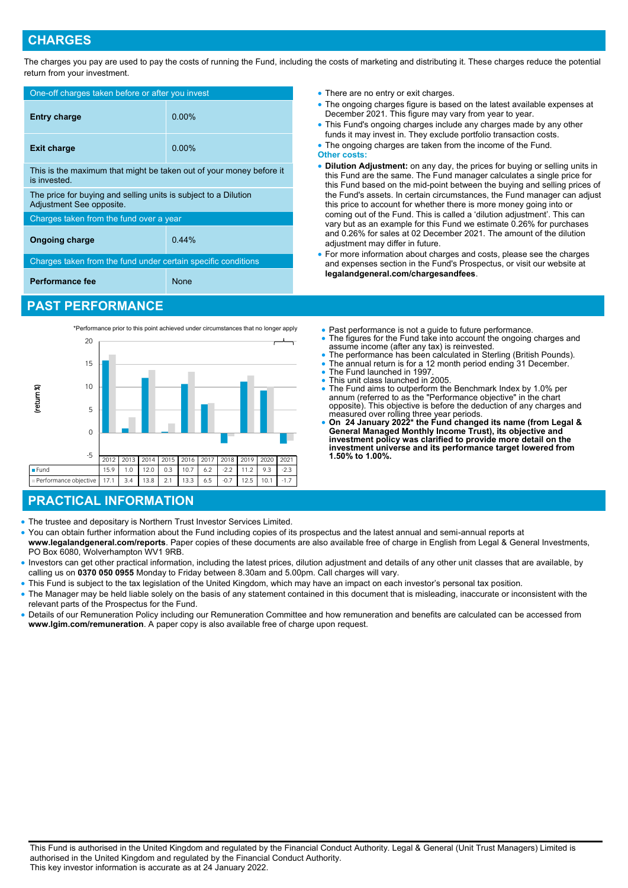## CHARGES

The charges you pay are used to pay the costs of running the Fund, including the costs of marketing and distributing it. These charges reduce the potential return from your investment.

| One-off charges taken before or after you invest | |
|---|---|
| **Entry charge** | 0.00% |
| **Exit charge** | 0.00% |
| This is the maximum that might be taken out of your money before it is invested. | |
| The price for buying and selling units is subject to a Dilution Adjustment See opposite. | |
| Charges taken from the fund over a year | |
| **Ongoing charge** | 0.44% |
| Charges taken from the fund under certain specific conditions | |
| **Performance fee** | None |

- There are no entry or exit charges.
- The ongoing charges figure is based on the latest available expenses at December 2021. This figure may vary from year to year.
- This Fund's ongoing charges include any charges made by any other funds it may invest in. They exclude portfolio transaction costs.
- The ongoing charges are taken from the income of the Fund.

**Other costs:**

- **Dilution Adjustment:** on any day, the prices for buying or selling units in this Fund are the same. The Fund manager calculates a single price for this Fund based on the mid-point between the buying and selling prices of the Fund's assets. In certain circumstances, the Fund manager can adjust this price to account for whether there is more money going into or coming out of the Fund. This is called a 'dilution adjustment'. This can vary but as an example for this Fund we estimate 0.26% for purchases and 0.26% for sales at 02 December 2021. The amount of the dilution adjustment may differ in future.
- For more information about charges and costs, please see the charges and expenses section in the Fund's Prospectus, or visit our website at **legalandgeneral.com/chargesandfees**.

## PAST PERFORMANCE

*Performance prior to this point achieved under circumstances that no longer apply

(return %)

20
15
10
5
0
-5

| | 2012 | 2013 | 2014 | 2015 | 2016 | 2017 | 2018 | 2019 | 2020 | 2021 |
|---|---|---|---|---|---|---|---|---|---|---|
| Fund | 15.9 | 1.0 | 12.0 | 0.3 | 10.7 | 6.2 | -2.2 | 11.2 | 9.3 | -2.3 |
| Performance objective | 17.1 | 3.4 | 13.8 | 2.1 | 13.3 | 6.5 | -0.7 | 12.5 | 10.1 | -1.7 |

- Past performance is not a guide to future performance.
- The figures for the Fund take into account the ongoing charges and assume income (after any tax) is reinvested.
- The performance has been calculated in Sterling (British Pounds).
- The annual return is for a 12 month period ending 31 December.
- The Fund launched in 1997.
- This unit class launched in 2005.
- The Fund aims to outperform the Benchmark Index by 1.0% per annum (referred to as the "Performance objective" in the chart opposite). This objective is before the deduction of any charges and measured over rolling three year periods.
- **On 24 January 2022* the Fund changed its name (from Legal & General Managed Monthly Income Trust), its objective and investment policy was clarified to provide more detail on the investment universe and its performance target lowered from 1.50% to 1.00%.**

## PRACTICAL INFORMATION

- The trustee and depositary is Northern Trust Investor Services Limited.
- You can obtain further information about the Fund including copies of its prospectus and the latest annual and semi-annual reports at **www.legalandgeneral.com/reports**. Paper copies of these documents are also available free of charge in English from Legal & General Investments, PO Box 6080, Wolverhampton WV1 9RB.
- Investors can get other practical information, including the latest prices, dilution adjustment and details of any other unit classes that are available, by calling us on **0370 050 0955** Monday to Friday between 8.30am and 5.00pm. Call charges will vary.
- This Fund is subject to the tax legislation of the United Kingdom, which may have an impact on each investor's personal tax position.
- The Manager may be held liable solely on the basis of any statement contained in this document that is misleading, inaccurate or inconsistent with the relevant parts of the Prospectus for the Fund.
- Details of our Remuneration Policy including our Remuneration Committee and how remuneration and benefits are calculated can be accessed from **www.lgim.com/remuneration**. A paper copy is also available free of charge upon request.

This Fund is authorised in the United Kingdom and regulated by the Financial Conduct Authority. Legal & General (Unit Trust Managers) Limited is authorised in the United Kingdom and regulated by the Financial Conduct Authority.
This key investor information is accurate as at 24 January 2022.